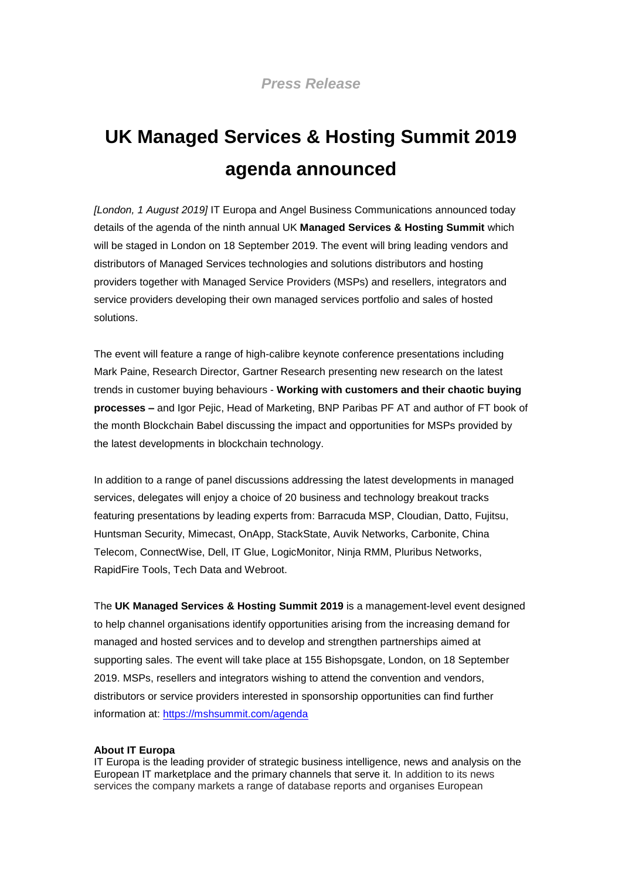*Press Release*

# UK Managed Services & Hosting Summit 2019 agenda announced

*[London, 1 August 2019]* IT Europa and Angel Business Communications announced today details of the agenda of the ninth annual UK **Managed Services & Hosting Summit** which will be staged in London on 18 September 2019. The event will bring leading vendors and distributors of Managed Services technologies and solutions distributors and hosting providers together with Managed Service Providers (MSPs) and resellers, integrators and service providers developing their own managed services portfolio and sales of hosted solutions.

The event will feature a range of high-calibre keynote conference presentations including Mark Paine, Research Director, Gartner Research presenting new research on the latest trends in customer buying behaviours - **Working with customers and their chaotic buying processes –** and Igor Pejic, Head of Marketing, BNP Paribas PF AT and author of FT book of the month Blockchain Babel discussing the impact and opportunities for MSPs provided by the latest developments in blockchain technology.

In addition to a range of panel discussions addressing the latest developments in managed services, delegates will enjoy a choice of 20 business and technology breakout tracks featuring presentations by leading experts from: Barracuda MSP, Cloudian, Datto, Fujitsu, Huntsman Security, Mimecast, OnApp, StackState, Auvik Networks, Carbonite, China Telecom, ConnectWise, Dell, IT Glue, LogicMonitor, Ninja RMM, Pluribus Networks, RapidFire Tools, Tech Data and Webroot.

The **UK Managed Services & Hosting Summit 2019** is a management-level event designed to help channel organisations identify opportunities arising from the increasing demand for managed and hosted services and to develop and strengthen partnerships aimed at supporting sales. The event will take place at 155 Bishopsgate, London, on 18 September 2019. MSPs, resellers and integrators wishing to attend the convention and vendors, distributors or service providers interested in sponsorship opportunities can find further information at: [https://mshsummit.com/agenda](https://mshsummit.com/agenda)

**About IT Europa**

IT Europa is the leading provider of strategic business intelligence, news and analysis on the European IT marketplace and the primary channels that serve it. In addition to its news services the company markets a range of database reports and organises European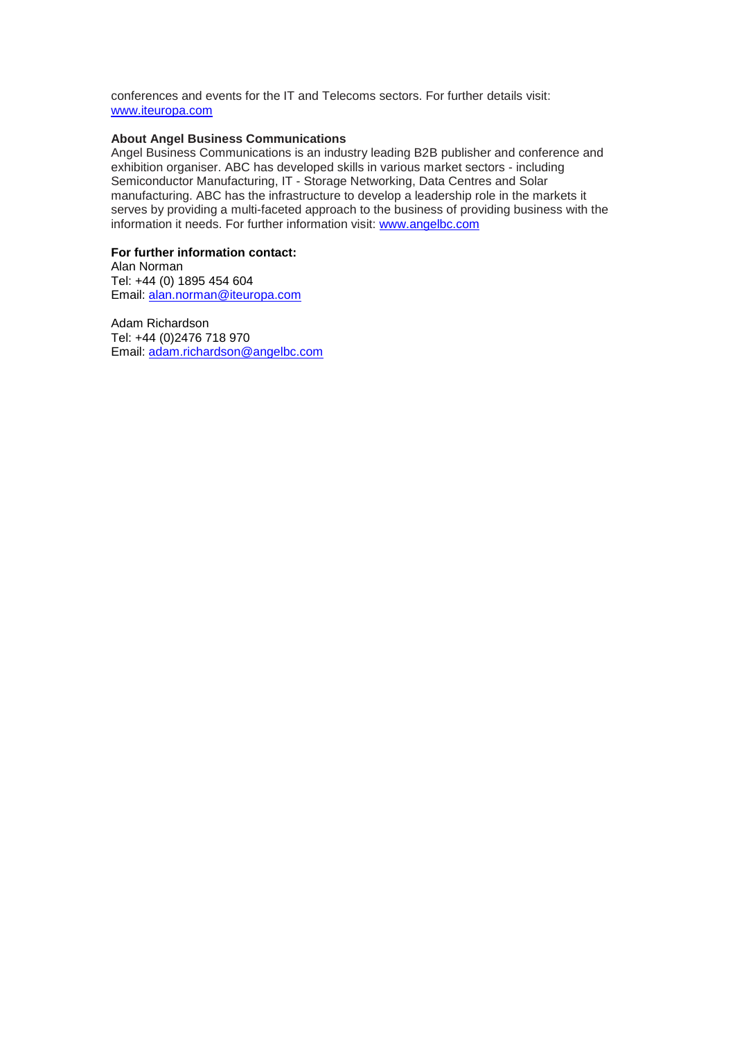conferences and events for the IT and Telecoms sectors. For further details visit: www.iteuropa.com

**About Angel Business Communications**
Angel Business Communications is an industry leading B2B publisher and conference and exhibition organiser. ABC has developed skills in various market sectors - including Semiconductor Manufacturing, IT - Storage Networking, Data Centres and Solar manufacturing. ABC has the infrastructure to develop a leadership role in the markets it serves by providing a multi-faceted approach to the business of providing business with the information it needs. For further information visit: www.angelbc.com

**For further information contact:**
Alan Norman
Tel: +44 (0) 1895 454 604
Email: alan.norman@iteuropa.com

Adam Richardson
Tel: +44 (0)2476 718 970
Email: adam.richardson@angelbc.com